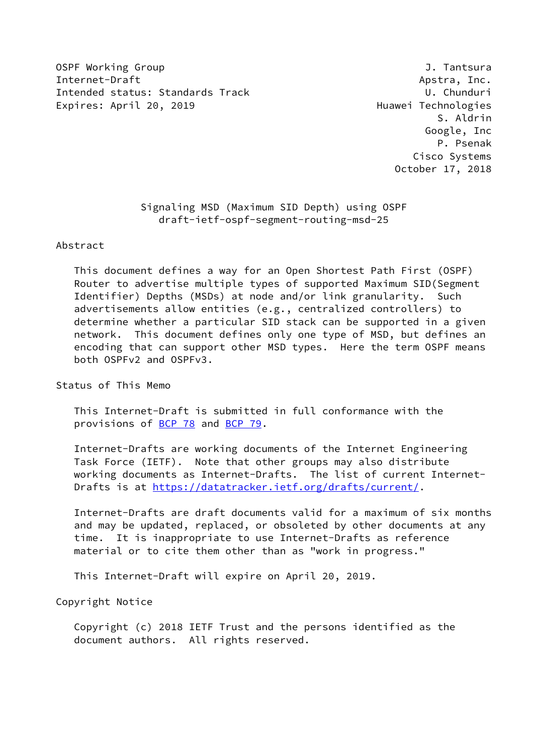OSPF Working Group J. Tantsura
Internet-Draft Apstra, Inc.
Intended status: Standards Track U. Chunduri
Expires: April 20, 2019 Huawei Technologies
S. Aldrin
Google, Inc
P. Psenak
Cisco Systems
October 17, 2018

# Signaling MSD (Maximum SID Depth) using OSPF
# draft-ietf-ospf-segment-routing-msd-25

## Abstract

This document defines a way for an Open Shortest Path First (OSPF) Router to advertise multiple types of supported Maximum SID(Segment Identifier) Depths (MSDs) at node and/or link granularity. Such advertisements allow entities (e.g., centralized controllers) to determine whether a particular SID stack can be supported in a given network. This document defines only one type of MSD, but defines an encoding that can support other MSD types. Here the term OSPF means both OSPFv2 and OSPFv3.

## Status of This Memo

This Internet-Draft is submitted in full conformance with the provisions of BCP 78 and BCP 79.

Internet-Drafts are working documents of the Internet Engineering Task Force (IETF). Note that other groups may also distribute working documents as Internet-Drafts. The list of current Internet-Drafts is at https://datatracker.ietf.org/drafts/current/.

Internet-Drafts are draft documents valid for a maximum of six months and may be updated, replaced, or obsoleted by other documents at any time. It is inappropriate to use Internet-Drafts as reference material or to cite them other than as "work in progress."

This Internet-Draft will expire on April 20, 2019.

## Copyright Notice

Copyright (c) 2018 IETF Trust and the persons identified as the document authors. All rights reserved.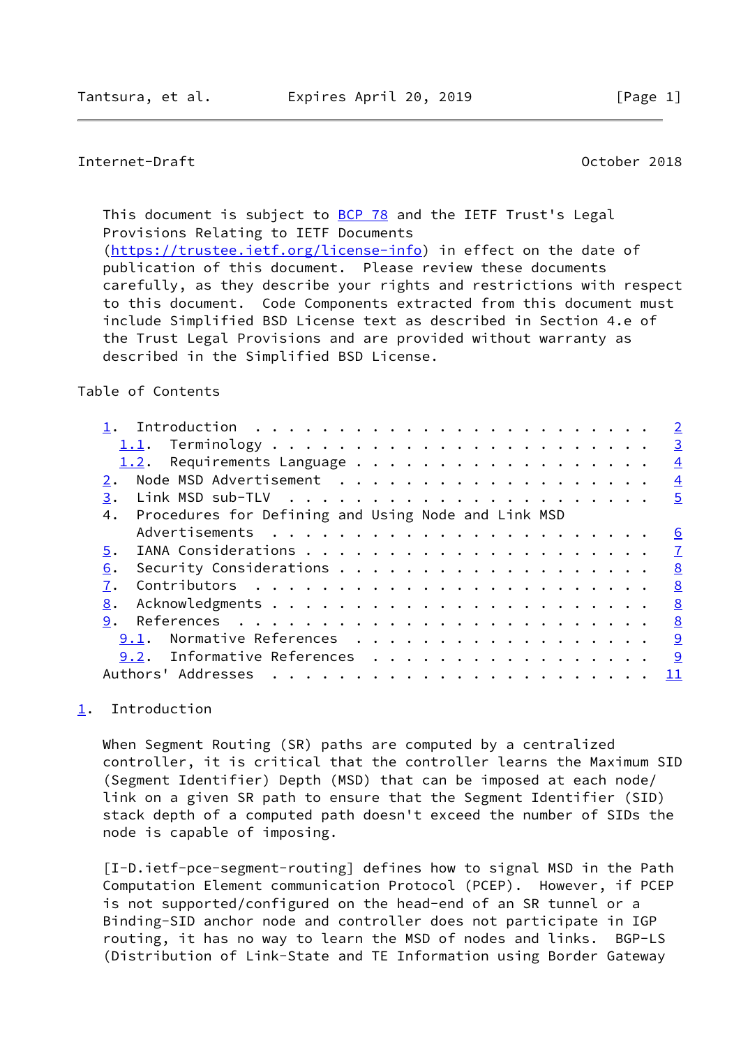This document is subject to BCP 78 and the IETF Trust's Legal Provisions Relating to IETF Documents (https://trustee.ietf.org/license-info) in effect on the date of publication of this document. Please review these documents carefully, as they describe your rights and restrictions with respect to this document. Code Components extracted from this document must include Simplified BSD License text as described in Section 4.e of the Trust Legal Provisions and are provided without warranty as described in the Simplified BSD License.

Table of Contents

```
   1.  Introduction  . . . . . . . . . . . . . . . . . . . . . . . .   2
     1.1.  Terminology . . . . . . . . . . . . . . . . . . . . . . .   3
     1.2.  Requirements Language . . . . . . . . . . . . . . . . . .   4
   2.  Node MSD Advertisement  . . . . . . . . . . . . . . . . . . .   4
   3.  Link MSD sub-TLV  . . . . . . . . . . . . . . . . . . . . . .   5
   4.  Procedures for Defining and Using Node and Link MSD
       Advertisements  . . . . . . . . . . . . . . . . . . . . . . .   6
   5.  IANA Considerations . . . . . . . . . . . . . . . . . . . . .   7
   6.  Security Considerations . . . . . . . . . . . . . . . . . . .   8
   7.  Contributors  . . . . . . . . . . . . . . . . . . . . . . . .   8
   8.  Acknowledgments . . . . . . . . . . . . . . . . . . . . . . .   8
   9.  References  . . . . . . . . . . . . . . . . . . . . . . . . .   8
     9.1.  Normative References  . . . . . . . . . . . . . . . . . .   9
     9.2.  Informative References  . . . . . . . . . . . . . . . . .   9
   Authors' Addresses  . . . . . . . . . . . . . . . . . . . . . . .  11
```

## 1. Introduction

When Segment Routing (SR) paths are computed by a centralized controller, it is critical that the controller learns the Maximum SID (Segment Identifier) Depth (MSD) that can be imposed at each node/link on a given SR path to ensure that the Segment Identifier (SID) stack depth of a computed path doesn't exceed the number of SIDs the node is capable of imposing.

[I-D.ietf-pce-segment-routing] defines how to signal MSD in the Path Computation Element communication Protocol (PCEP). However, if PCEP is not supported/configured on the head-end of an SR tunnel or a Binding-SID anchor node and controller does not participate in IGP routing, it has no way to learn the MSD of nodes and links. BGP-LS (Distribution of Link-State and TE Information using Border Gateway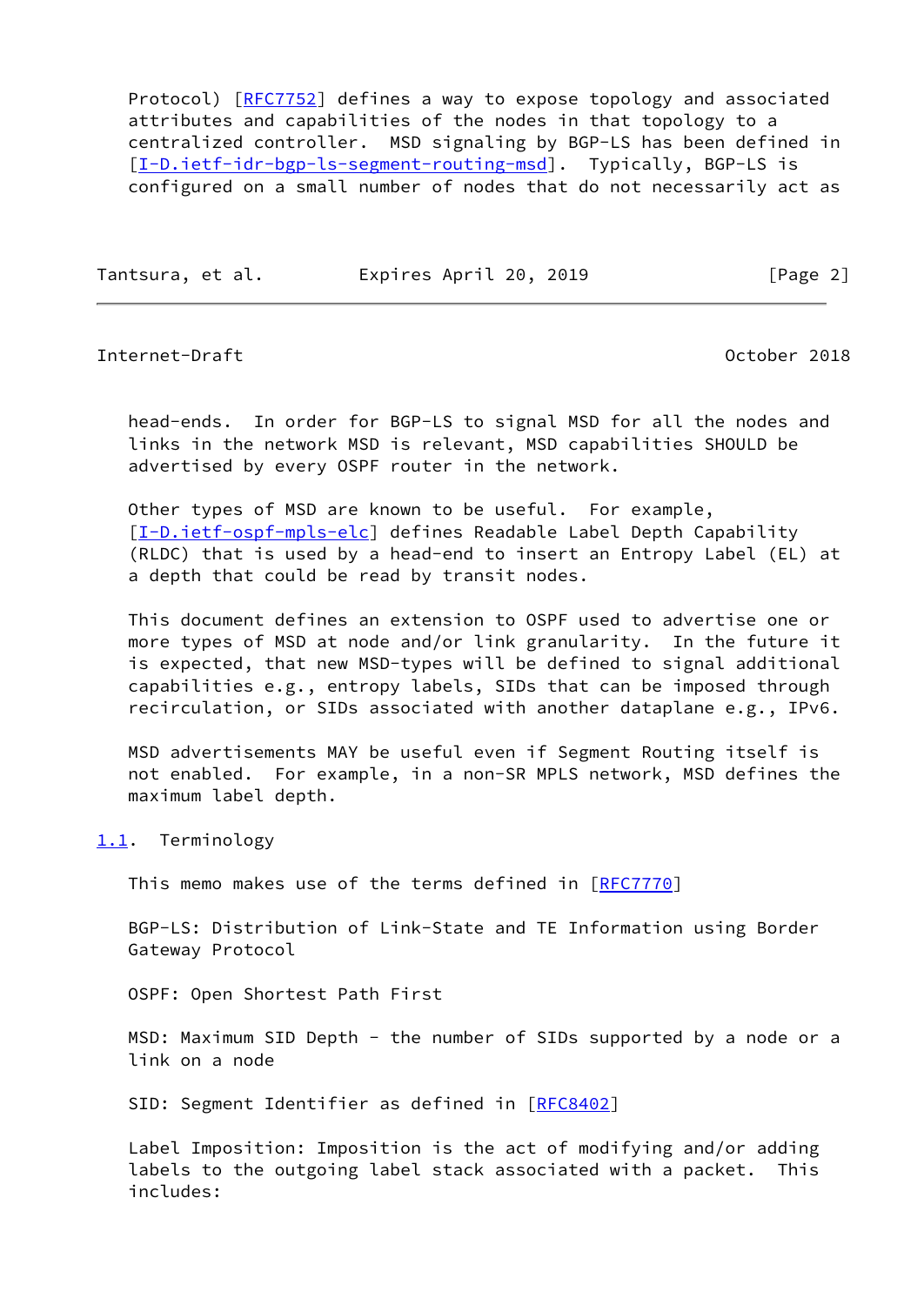Protocol) [RFC7752] defines a way to expose topology and associated attributes and capabilities of the nodes in that topology to a centralized controller. MSD signaling by BGP-LS has been defined in [I-D.ietf-idr-bgp-ls-segment-routing-msd]. Typically, BGP-LS is configured on a small number of nodes that do not necessarily act as head-ends. In order for BGP-LS to signal MSD for all the nodes and links in the network MSD is relevant, MSD capabilities SHOULD be advertised by every OSPF router in the network.

Other types of MSD are known to be useful. For example, [I-D.ietf-ospf-mpls-elc] defines Readable Label Depth Capability (RLDC) that is used by a head-end to insert an Entropy Label (EL) at a depth that could be read by transit nodes.

This document defines an extension to OSPF used to advertise one or more types of MSD at node and/or link granularity. In the future it is expected, that new MSD-types will be defined to signal additional capabilities e.g., entropy labels, SIDs that can be imposed through recirculation, or SIDs associated with another dataplane e.g., IPv6.

MSD advertisements MAY be useful even if Segment Routing itself is not enabled. For example, in a non-SR MPLS network, MSD defines the maximum label depth.

## 1.1. Terminology

This memo makes use of the terms defined in [RFC7770]

BGP-LS: Distribution of Link-State and TE Information using Border Gateway Protocol

OSPF: Open Shortest Path First

MSD: Maximum SID Depth - the number of SIDs supported by a node or a link on a node

SID: Segment Identifier as defined in [RFC8402]

Label Imposition: Imposition is the act of modifying and/or adding labels to the outgoing label stack associated with a packet. This includes: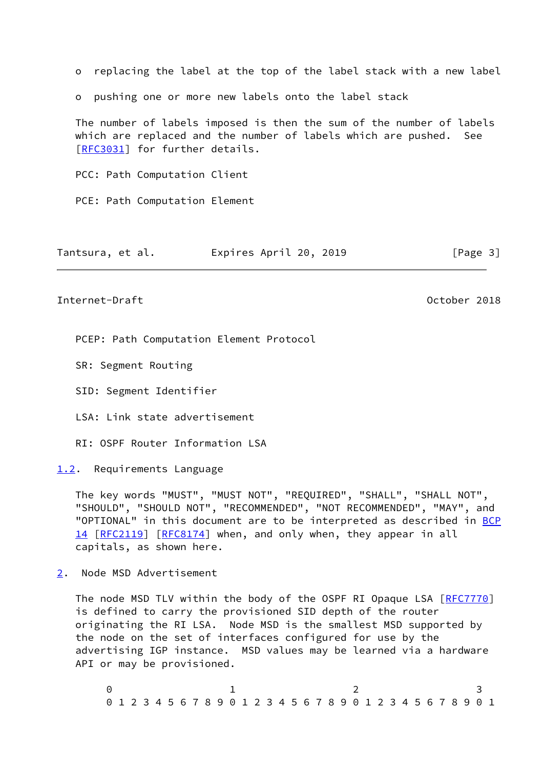- replacing the label at the top of the label stack with a new label

- pushing one or more new labels onto the label stack

The number of labels imposed is then the sum of the number of labels which are replaced and the number of labels which are pushed. See [RFC3031] for further details.

PCC: Path Computation Client

PCE: Path Computation Element

PCEP: Path Computation Element Protocol

SR: Segment Routing

SID: Segment Identifier

LSA: Link state advertisement

RI: OSPF Router Information LSA

### 1.2. Requirements Language

The key words "MUST", "MUST NOT", "REQUIRED", "SHALL", "SHALL NOT", "SHOULD", "SHOULD NOT", "RECOMMENDED", "NOT RECOMMENDED", "MAY", and "OPTIONAL" in this document are to be interpreted as described in BCP 14 [RFC2119] [RFC8174] when, and only when, they appear in all capitals, as shown here.

## 2. Node MSD Advertisement

The node MSD TLV within the body of the OSPF RI Opaque LSA [RFC7770] is defined to carry the provisioned SID depth of the router originating the RI LSA. Node MSD is the smallest MSD supported by the node on the set of interfaces configured for use by the advertising IGP instance. MSD values may be learned via a hardware API or may be provisioned.

```
 0                   1                   2                   3
 0 1 2 3 4 5 6 7 8 9 0 1 2 3 4 5 6 7 8 9 0 1 2 3 4 5 6 7 8 9 0 1
```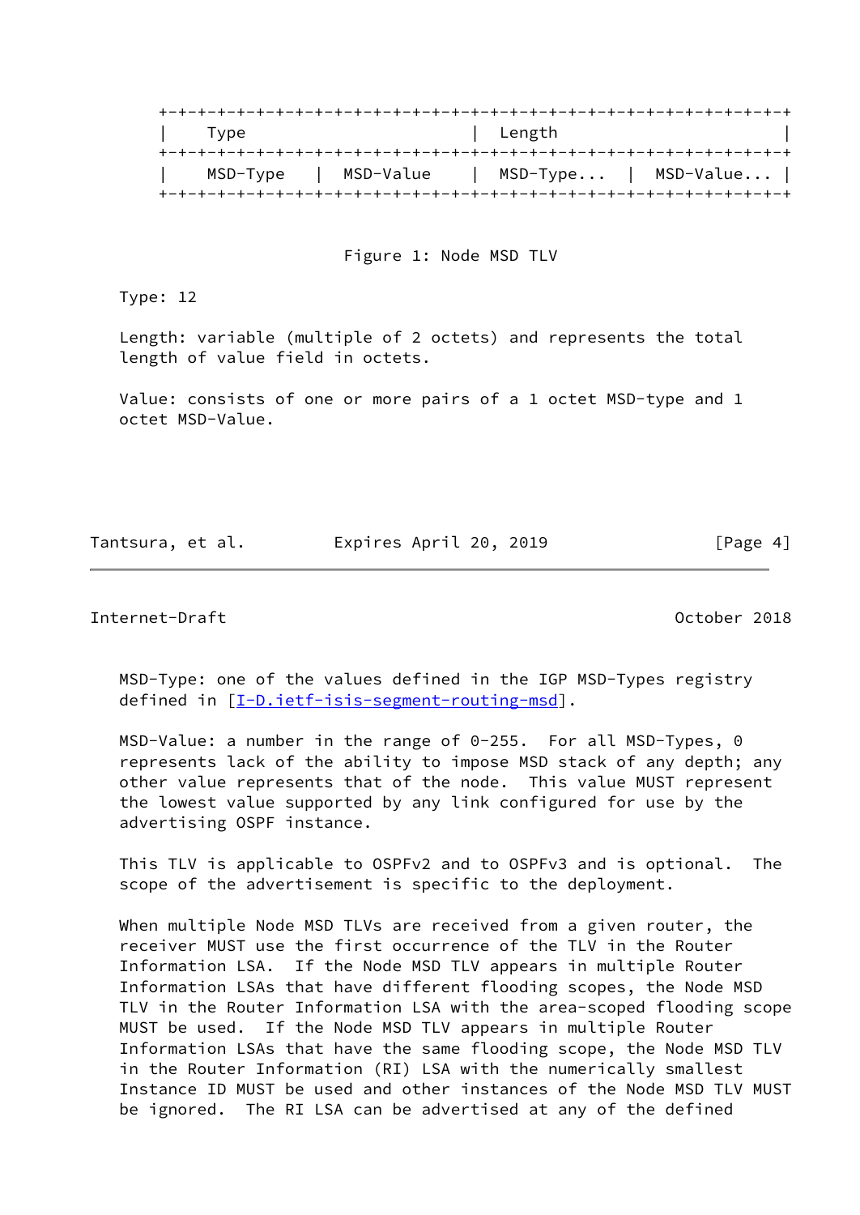```
 +-+-+-+-+-+-+-+-+-+-+-+-+-+-+-+-+-+-+-+-+-+-+-+-+-+-+-+-+-+-+-+-+
 |    Type                       |  Length                       |
 +-+-+-+-+-+-+-+-+-+-+-+-+-+-+-+-+-+-+-+-+-+-+-+-+-+-+-+-+-+-+-+-+
 |    MSD-Type   |  MSD-Value    |  MSD-Type...  |  MSD-Value... |
 +-+-+-+-+-+-+-+-+-+-+-+-+-+-+-+-+-+-+-+-+-+-+-+-+-+-+-+-+-+-+-+-+
```

Figure 1: Node MSD TLV

Type: 12

Length: variable (multiple of 2 octets) and represents the total length of value field in octets.

Value: consists of one or more pairs of a 1 octet MSD-type and 1 octet MSD-Value.

MSD-Type: one of the values defined in the IGP MSD-Types registry defined in [I-D.ietf-isis-segment-routing-msd].

MSD-Value: a number in the range of 0-255. For all MSD-Types, 0 represents lack of the ability to impose MSD stack of any depth; any other value represents that of the node. This value MUST represent the lowest value supported by any link configured for use by the advertising OSPF instance.

This TLV is applicable to OSPFv2 and to OSPFv3 and is optional. The scope of the advertisement is specific to the deployment.

When multiple Node MSD TLVs are received from a given router, the receiver MUST use the first occurrence of the TLV in the Router Information LSA. If the Node MSD TLV appears in multiple Router Information LSAs that have different flooding scopes, the Node MSD TLV in the Router Information LSA with the area-scoped flooding scope MUST be used. If the Node MSD TLV appears in multiple Router Information LSAs that have the same flooding scope, the Node MSD TLV in the Router Information (RI) LSA with the numerically smallest Instance ID MUST be used and other instances of the Node MSD TLV MUST be ignored. The RI LSA can be advertised at any of the defined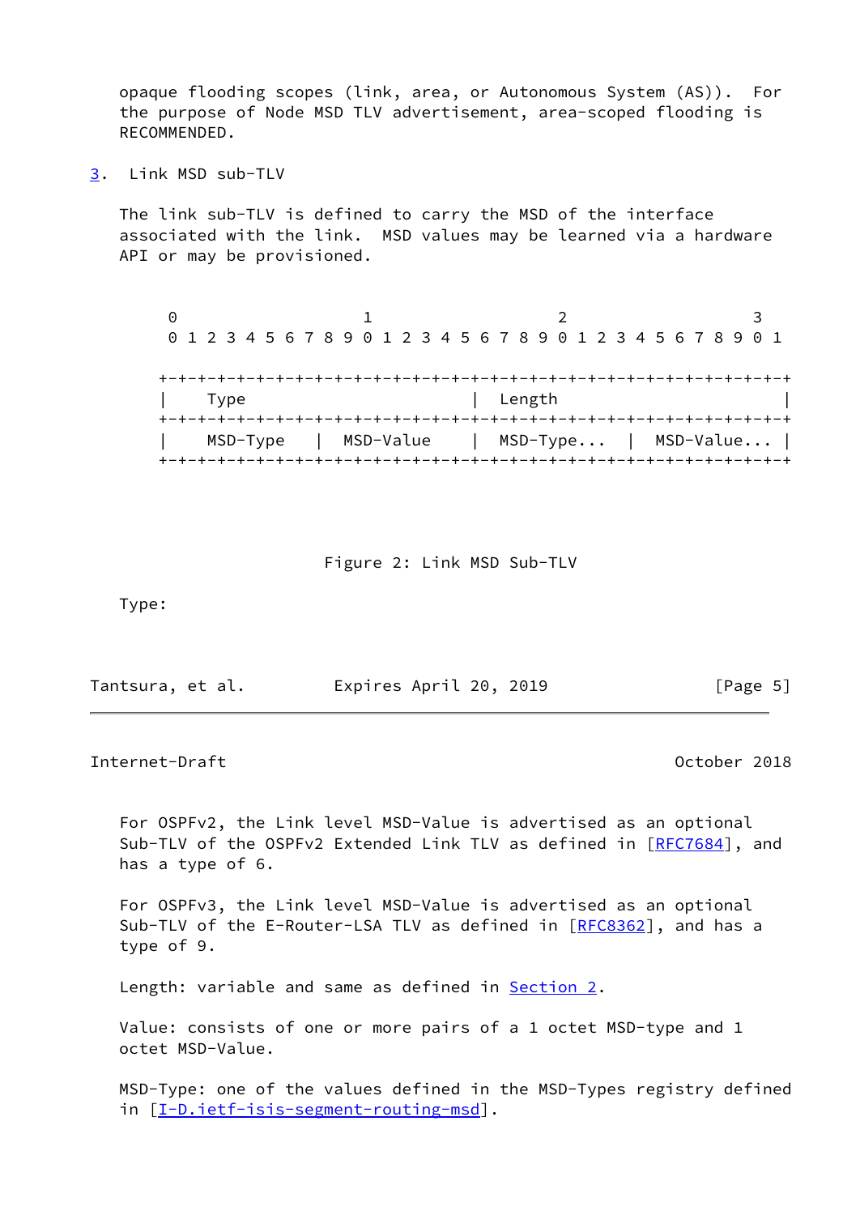opaque flooding scopes (link, area, or Autonomous System (AS)). For the purpose of Node MSD TLV advertisement, area-scoped flooding is RECOMMENDED.

## 3. Link MSD sub-TLV

The link sub-TLV is defined to carry the MSD of the interface associated with the link. MSD values may be learned via a hardware API or may be provisioned.

```
 0                   1                   2                   3
 0 1 2 3 4 5 6 7 8 9 0 1 2 3 4 5 6 7 8 9 0 1 2 3 4 5 6 7 8 9 0 1

+-+-+-+-+-+-+-+-+-+-+-+-+-+-+-+-+-+-+-+-+-+-+-+-+-+-+-+-+-+-+-+-+
|    Type                       |  Length                       |
+-+-+-+-+-+-+-+-+-+-+-+-+-+-+-+-+-+-+-+-+-+-+-+-+-+-+-+-+-+-+-+-+
|    MSD-Type   |  MSD-Value    |  MSD-Type...  |  MSD-Value... |
+-+-+-+-+-+-+-+-+-+-+-+-+-+-+-+-+-+-+-+-+-+-+-+-+-+-+-+-+-+-+-+-+
```

Figure 2: Link MSD Sub-TLV

Type:

For OSPFv2, the Link level MSD-Value is advertised as an optional Sub-TLV of the OSPFv2 Extended Link TLV as defined in [RFC7684], and has a type of 6.

For OSPFv3, the Link level MSD-Value is advertised as an optional Sub-TLV of the E-Router-LSA TLV as defined in [RFC8362], and has a type of 9.

Length: variable and same as defined in Section 2.

Value: consists of one or more pairs of a 1 octet MSD-type and 1 octet MSD-Value.

MSD-Type: one of the values defined in the MSD-Types registry defined in [I-D.ietf-isis-segment-routing-msd].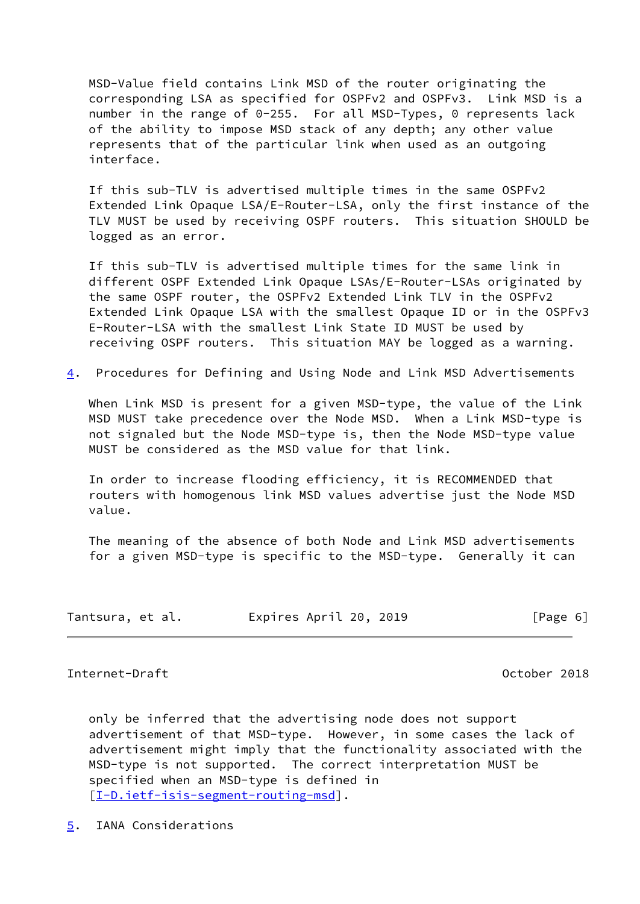MSD-Value field contains Link MSD of the router originating the corresponding LSA as specified for OSPFv2 and OSPFv3. Link MSD is a number in the range of 0-255. For all MSD-Types, 0 represents lack of the ability to impose MSD stack of any depth; any other value represents that of the particular link when used as an outgoing interface.

If this sub-TLV is advertised multiple times in the same OSPFv2 Extended Link Opaque LSA/E-Router-LSA, only the first instance of the TLV MUST be used by receiving OSPF routers. This situation SHOULD be logged as an error.

If this sub-TLV is advertised multiple times for the same link in different OSPF Extended Link Opaque LSAs/E-Router-LSAs originated by the same OSPF router, the OSPFv2 Extended Link TLV in the OSPFv2 Extended Link Opaque LSA with the smallest Opaque ID or in the OSPFv3 E-Router-LSA with the smallest Link State ID MUST be used by receiving OSPF routers. This situation MAY be logged as a warning.

## 4. Procedures for Defining and Using Node and Link MSD Advertisements

When Link MSD is present for a given MSD-type, the value of the Link MSD MUST take precedence over the Node MSD. When a Link MSD-type is not signaled but the Node MSD-type is, then the Node MSD-type value MUST be considered as the MSD value for that link.

In order to increase flooding efficiency, it is RECOMMENDED that routers with homogenous link MSD values advertise just the Node MSD value.

The meaning of the absence of both Node and Link MSD advertisements for a given MSD-type is specific to the MSD-type. Generally it can only be inferred that the advertising node does not support advertisement of that MSD-type. However, in some cases the lack of advertisement might imply that the functionality associated with the MSD-type is not supported. The correct interpretation MUST be specified when an MSD-type is defined in [I-D.ietf-isis-segment-routing-msd].

## 5. IANA Considerations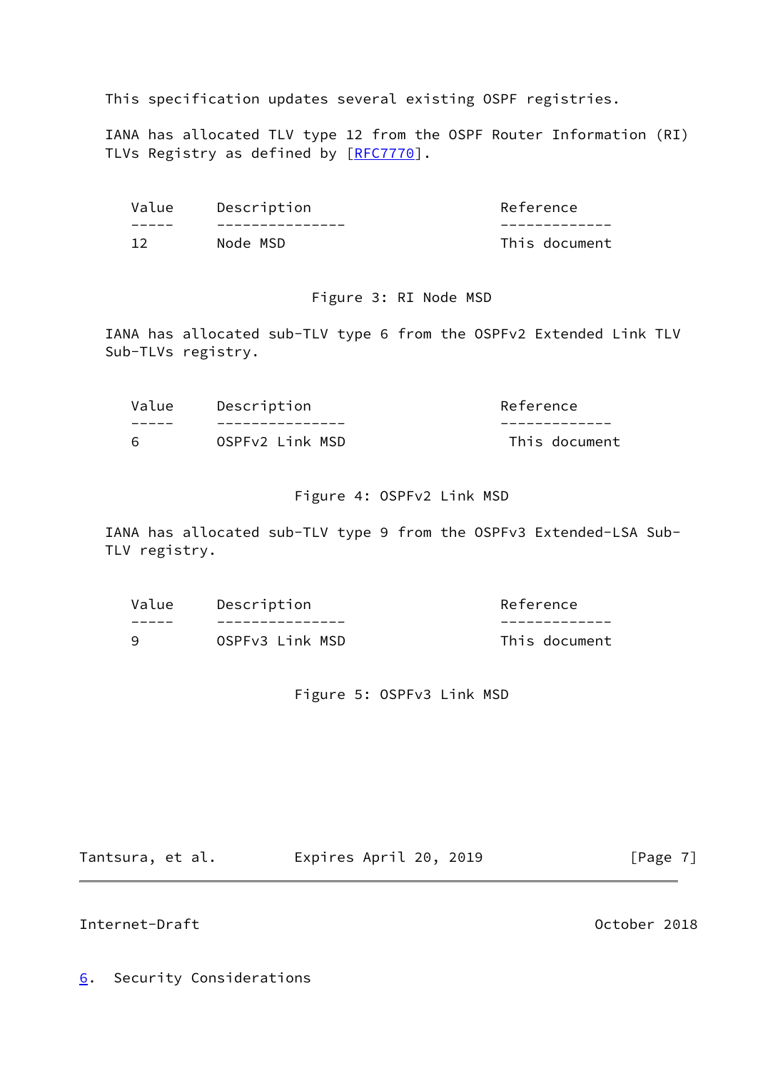This specification updates several existing OSPF registries.

IANA has allocated TLV type 12 from the OSPF Router Information (RI) TLVs Registry as defined by [RFC7770].

| Value | Description | Reference |
| --- | --- | --- |
| 12 | Node MSD | This document |

Figure 3: RI Node MSD

IANA has allocated sub-TLV type 6 from the OSPFv2 Extended Link TLV Sub-TLVs registry.

| Value | Description | Reference |
| --- | --- | --- |
| 6 | OSPFv2 Link MSD | This document |

Figure 4: OSPFv2 Link MSD

IANA has allocated sub-TLV type 9 from the OSPFv3 Extended-LSA Sub-TLV registry.

| Value | Description | Reference |
| --- | --- | --- |
| 9 | OSPFv3 Link MSD | This document |

Figure 5: OSPFv3 Link MSD

## 6. Security Considerations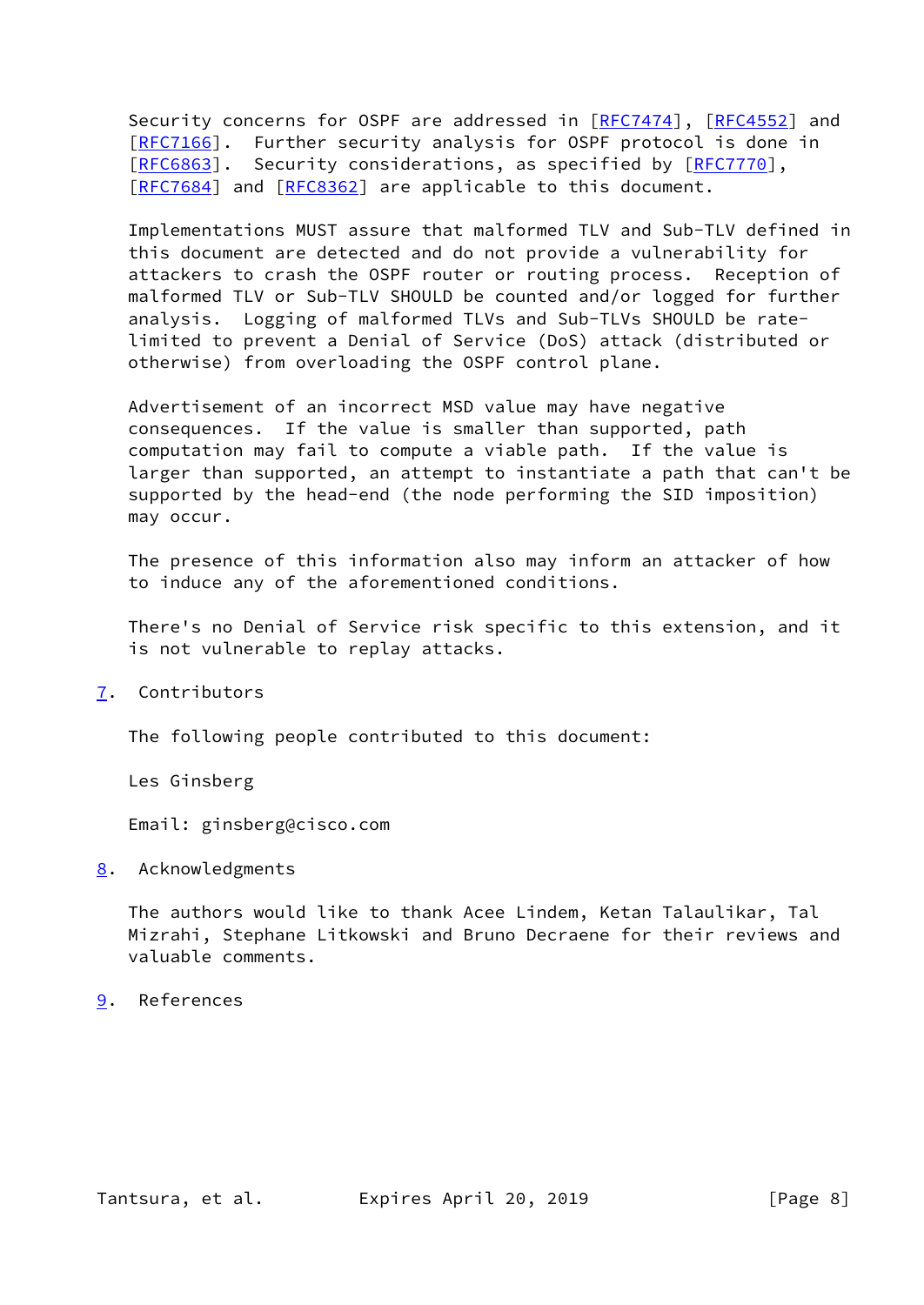Security concerns for OSPF are addressed in [RFC7474], [RFC4552] and [RFC7166]. Further security analysis for OSPF protocol is done in [RFC6863]. Security considerations, as specified by [RFC7770], [RFC7684] and [RFC8362] are applicable to this document.

Implementations MUST assure that malformed TLV and Sub-TLV defined in this document are detected and do not provide a vulnerability for attackers to crash the OSPF router or routing process. Reception of malformed TLV or Sub-TLV SHOULD be counted and/or logged for further analysis. Logging of malformed TLVs and Sub-TLVs SHOULD be rate-limited to prevent a Denial of Service (DoS) attack (distributed or otherwise) from overloading the OSPF control plane.

Advertisement of an incorrect MSD value may have negative consequences. If the value is smaller than supported, path computation may fail to compute a viable path. If the value is larger than supported, an attempt to instantiate a path that can't be supported by the head-end (the node performing the SID imposition) may occur.

The presence of this information also may inform an attacker of how to induce any of the aforementioned conditions.

There's no Denial of Service risk specific to this extension, and it is not vulnerable to replay attacks.

## 7. Contributors

The following people contributed to this document:

Les Ginsberg

Email: ginsberg@cisco.com

## 8. Acknowledgments

The authors would like to thank Acee Lindem, Ketan Talaulikar, Tal Mizrahi, Stephane Litkowski and Bruno Decraene for their reviews and valuable comments.

## 9. References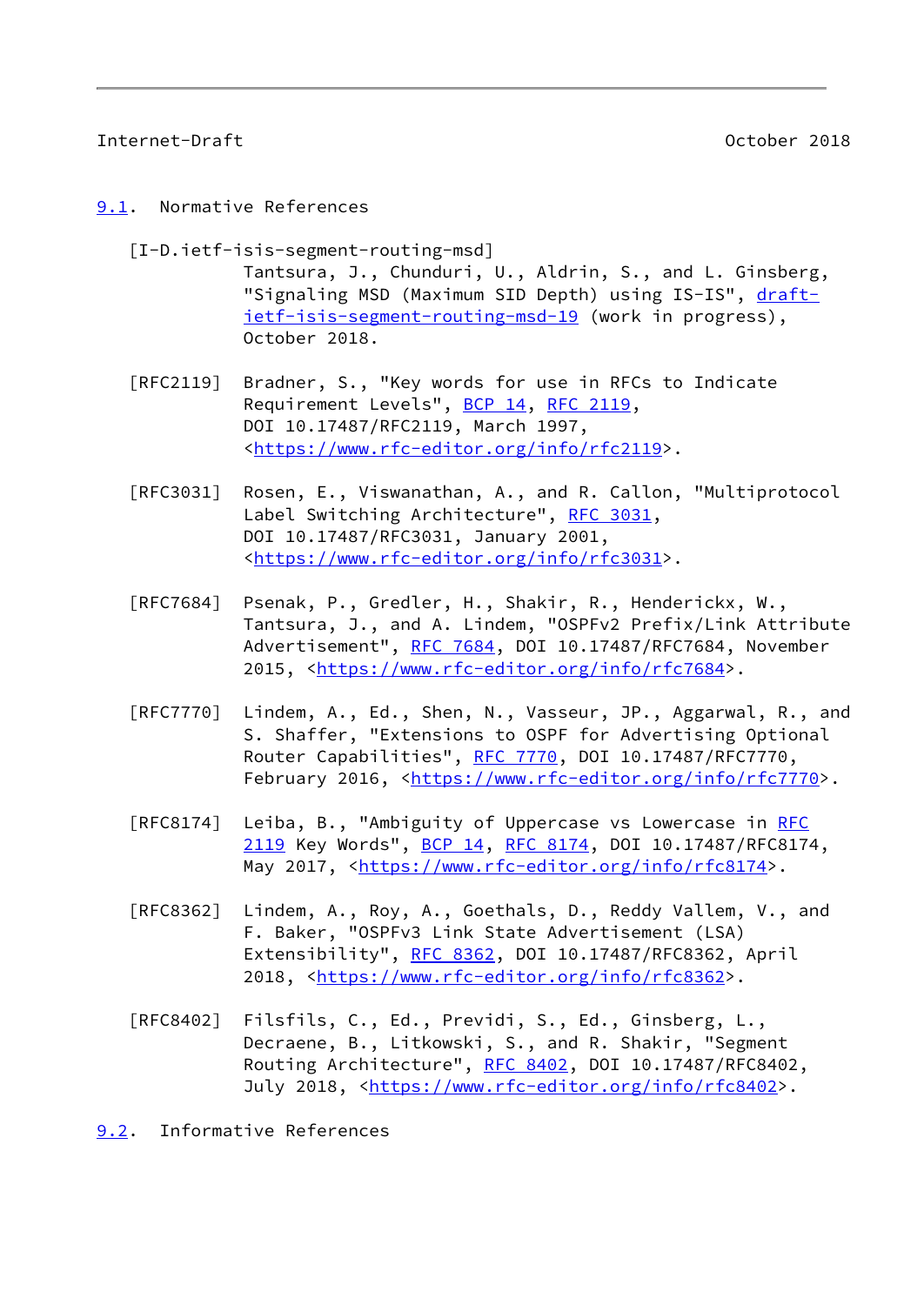## 9.1. Normative References

[I-D.ietf-isis-segment-routing-msd]
Tantsura, J., Chunduri, U., Aldrin, S., and L. Ginsberg, "Signaling MSD (Maximum SID Depth) using IS-IS", draft-ietf-isis-segment-routing-msd-19 (work in progress), October 2018.

[RFC2119] Bradner, S., "Key words for use in RFCs to Indicate Requirement Levels", BCP 14, RFC 2119, DOI 10.17487/RFC2119, March 1997, <https://www.rfc-editor.org/info/rfc2119>.

[RFC3031] Rosen, E., Viswanathan, A., and R. Callon, "Multiprotocol Label Switching Architecture", RFC 3031, DOI 10.17487/RFC3031, January 2001, <https://www.rfc-editor.org/info/rfc3031>.

[RFC7684] Psenak, P., Gredler, H., Shakir, R., Henderickx, W., Tantsura, J., and A. Lindem, "OSPFv2 Prefix/Link Attribute Advertisement", RFC 7684, DOI 10.17487/RFC7684, November 2015, <https://www.rfc-editor.org/info/rfc7684>.

[RFC7770] Lindem, A., Ed., Shen, N., Vasseur, JP., Aggarwal, R., and S. Shaffer, "Extensions to OSPF for Advertising Optional Router Capabilities", RFC 7770, DOI 10.17487/RFC7770, February 2016, <https://www.rfc-editor.org/info/rfc7770>.

[RFC8174] Leiba, B., "Ambiguity of Uppercase vs Lowercase in RFC 2119 Key Words", BCP 14, RFC 8174, DOI 10.17487/RFC8174, May 2017, <https://www.rfc-editor.org/info/rfc8174>.

[RFC8362] Lindem, A., Roy, A., Goethals, D., Reddy Vallem, V., and F. Baker, "OSPFv3 Link State Advertisement (LSA) Extensibility", RFC 8362, DOI 10.17487/RFC8362, April 2018, <https://www.rfc-editor.org/info/rfc8362>.

[RFC8402] Filsfils, C., Ed., Previdi, S., Ed., Ginsberg, L., Decraene, B., Litkowski, S., and R. Shakir, "Segment Routing Architecture", RFC 8402, DOI 10.17487/RFC8402, July 2018, <https://www.rfc-editor.org/info/rfc8402>.

## 9.2. Informative References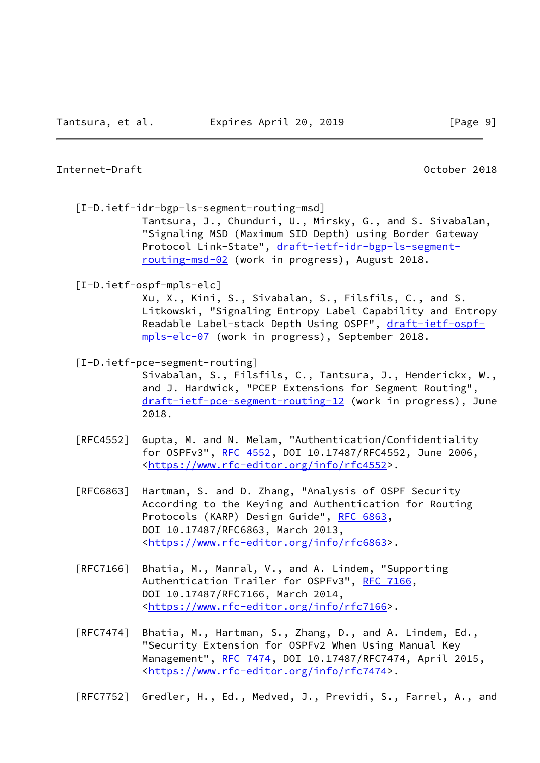[I-D.ietf-idr-bgp-ls-segment-routing-msd]
Tantsura, J., Chunduri, U., Mirsky, G., and S. Sivabalan, "Signaling MSD (Maximum SID Depth) using Border Gateway Protocol Link-State", draft-ietf-idr-bgp-ls-segment-routing-msd-02 (work in progress), August 2018.

[I-D.ietf-ospf-mpls-elc]
Xu, X., Kini, S., Sivabalan, S., Filsfils, C., and S. Litkowski, "Signaling Entropy Label Capability and Entropy Readable Label-stack Depth Using OSPF", draft-ietf-ospf-mpls-elc-07 (work in progress), September 2018.

[I-D.ietf-pce-segment-routing]
Sivabalan, S., Filsfils, C., Tantsura, J., Henderickx, W., and J. Hardwick, "PCEP Extensions for Segment Routing", draft-ietf-pce-segment-routing-12 (work in progress), June 2018.

[RFC4552] Gupta, M. and N. Melam, "Authentication/Confidentiality for OSPFv3", RFC 4552, DOI 10.17487/RFC4552, June 2006, <https://www.rfc-editor.org/info/rfc4552>.

[RFC6863] Hartman, S. and D. Zhang, "Analysis of OSPF Security According to the Keying and Authentication for Routing Protocols (KARP) Design Guide", RFC 6863, DOI 10.17487/RFC6863, March 2013, <https://www.rfc-editor.org/info/rfc6863>.

[RFC7166] Bhatia, M., Manral, V., and A. Lindem, "Supporting Authentication Trailer for OSPFv3", RFC 7166, DOI 10.17487/RFC7166, March 2014, <https://www.rfc-editor.org/info/rfc7166>.

[RFC7474] Bhatia, M., Hartman, S., Zhang, D., and A. Lindem, Ed., "Security Extension for OSPFv2 When Using Manual Key Management", RFC 7474, DOI 10.17487/RFC7474, April 2015, <https://www.rfc-editor.org/info/rfc7474>.

[RFC7752] Gredler, H., Ed., Medved, J., Previdi, S., Farrel, A., and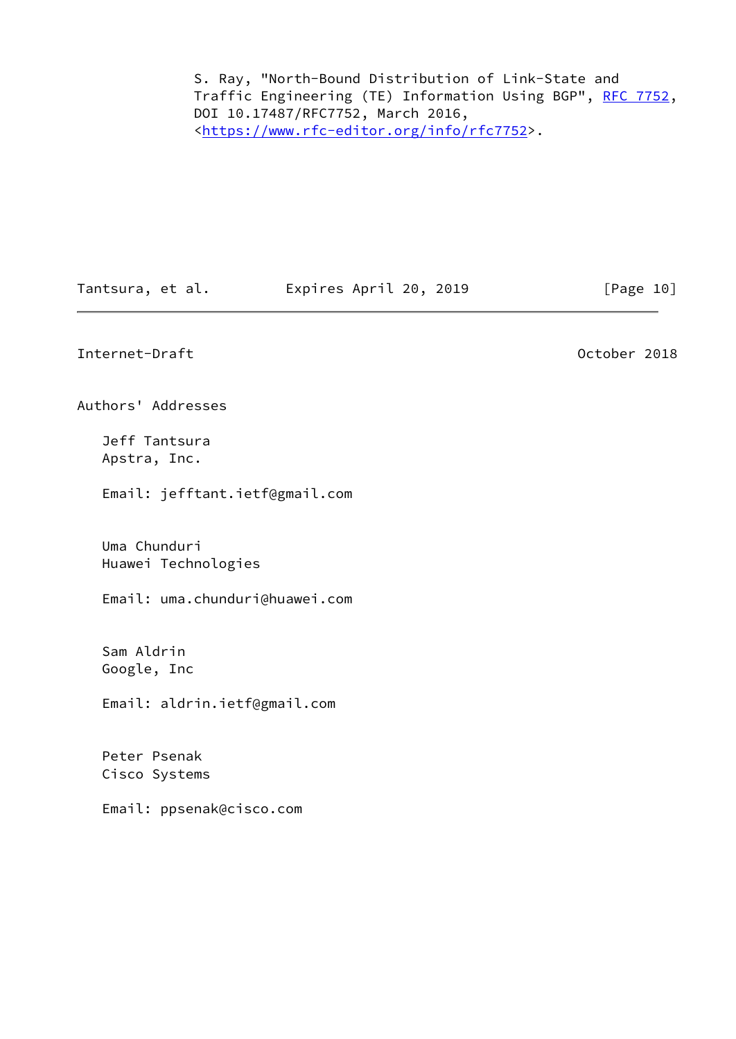S. Ray, "North-Bound Distribution of Link-State and Traffic Engineering (TE) Information Using BGP", RFC 7752, DOI 10.17487/RFC7752, March 2016, <https://www.rfc-editor.org/info/rfc7752>.

## Authors' Addresses

Jeff Tantsura
Apstra, Inc.

Email: jefftant.ietf@gmail.com

Uma Chunduri
Huawei Technologies

Email: uma.chunduri@huawei.com

Sam Aldrin
Google, Inc

Email: aldrin.ietf@gmail.com

Peter Psenak
Cisco Systems

Email: ppsenak@cisco.com